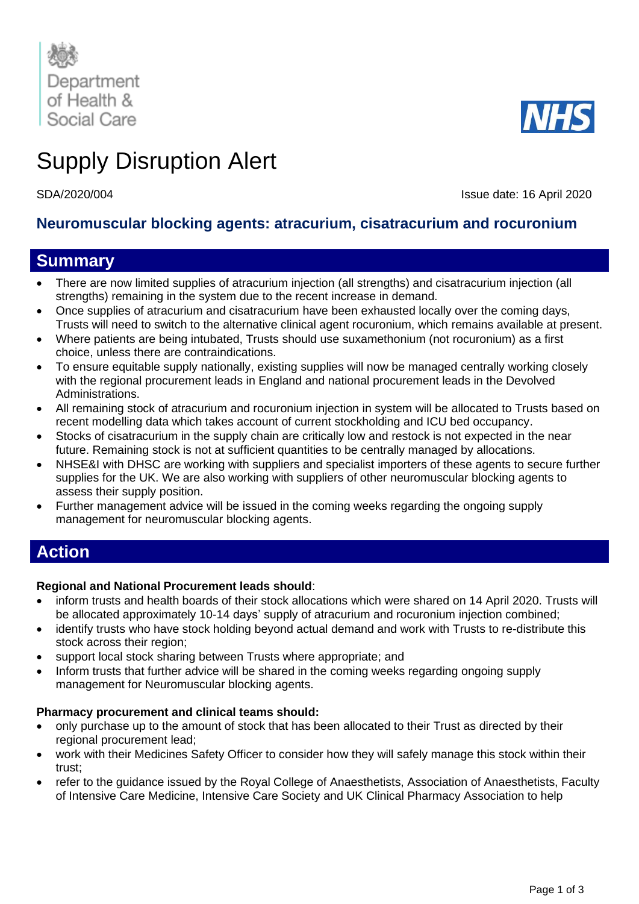Department of Health & Social Care

NHS

# Supply Disruption Alert

SDA/2020/004

Issue date: 16 April 2020

## Neuromuscular blocking agents: atracurium, cisatracurium and rocuronium

## Summary

- There are now limited supplies of atracurium injection (all strengths) and cisatracurium injection (all strengths) remaining in the system due to the recent increase in demand.
- Once supplies of atracurium and cisatracurium have been exhausted locally over the coming days, Trusts will need to switch to the alternative clinical agent rocuronium, which remains available at present.
- Where patients are being intubated, Trusts should use suxamethonium (not rocuronium) as a first choice, unless there are contraindications.
- To ensure equitable supply nationally, existing supplies will now be managed centrally working closely with the regional procurement leads in England and national procurement leads in the Devolved Administrations.
- All remaining stock of atracurium and rocuronium injection in system will be allocated to Trusts based on recent modelling data which takes account of current stockholding and ICU bed occupancy.
- Stocks of cisatracurium in the supply chain are critically low and restock is not expected in the near future. Remaining stock is not at sufficient quantities to be centrally managed by allocations.
- NHSE&I with DHSC are working with suppliers and specialist importers of these agents to secure further supplies for the UK. We are also working with suppliers of other neuromuscular blocking agents to assess their supply position.
- Further management advice will be issued in the coming weeks regarding the ongoing supply management for neuromuscular blocking agents.

## Action

**Regional and National Procurement leads should**:

- inform trusts and health boards of their stock allocations which were shared on 14 April 2020. Trusts will be allocated approximately 10-14 days' supply of atracurium and rocuronium injection combined;
- identify trusts who have stock holding beyond actual demand and work with Trusts to re-distribute this stock across their region;
- support local stock sharing between Trusts where appropriate; and
- Inform trusts that further advice will be shared in the coming weeks regarding ongoing supply management for Neuromuscular blocking agents.

**Pharmacy procurement and clinical teams should:**

- only purchase up to the amount of stock that has been allocated to their Trust as directed by their regional procurement lead;
- work with their Medicines Safety Officer to consider how they will safely manage this stock within their trust;
- refer to the guidance issued by the Royal College of Anaesthetists, Association of Anaesthetists, Faculty of Intensive Care Medicine, Intensive Care Society and UK Clinical Pharmacy Association to help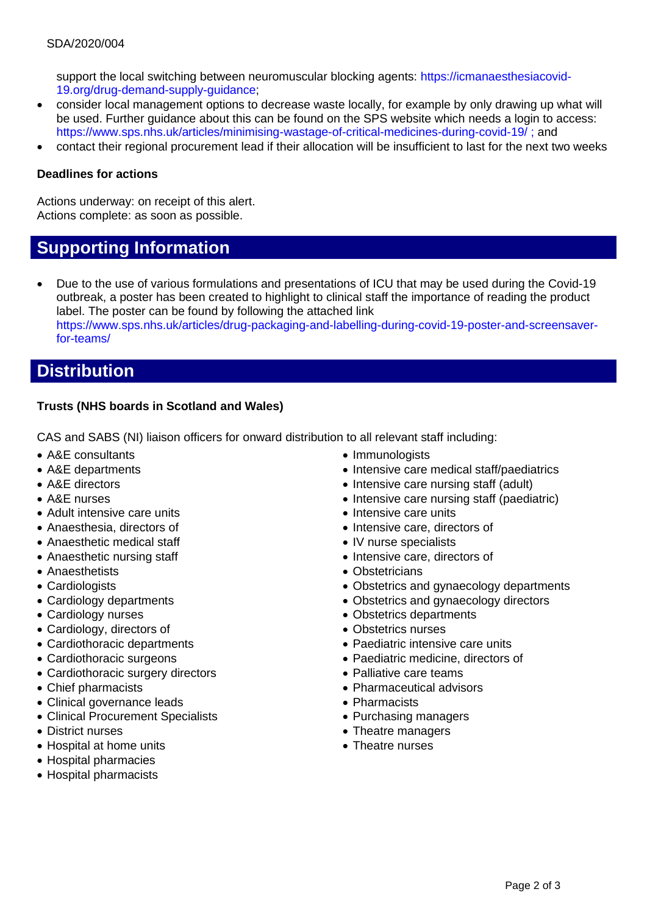support the local switching between neuromuscular blocking agents: https://icmanaesthesiacovid-19.org/drug-demand-supply-guidance;

- consider local management options to decrease waste locally, for example by only drawing up what will be used. Further guidance about this can be found on the SPS website which needs a login to access: https://www.sps.nhs.uk/articles/minimising-wastage-of-critical-medicines-during-covid-19/ ; and
- contact their regional procurement lead if their allocation will be insufficient to last for the next two weeks

**Deadlines for actions**

Actions underway: on receipt of this alert.
Actions complete: as soon as possible.

## Supporting Information

- Due to the use of various formulations and presentations of ICU that may be used during the Covid-19 outbreak, a poster has been created to highlight to clinical staff the importance of reading the product label. The poster can be found by following the attached link https://www.sps.nhs.uk/articles/drug-packaging-and-labelling-during-covid-19-poster-and-screensaver-for-teams/

## Distribution

**Trusts (NHS boards in Scotland and Wales)**

CAS and SABS (NI) liaison officers for onward distribution to all relevant staff including:

- A&E consultants
- A&E departments
- A&E directors
- A&E nurses
- Adult intensive care units
- Anaesthesia, directors of
- Anaesthetic medical staff
- Anaesthetic nursing staff
- Anaesthetists
- Cardiologists
- Cardiology departments
- Cardiology nurses
- Cardiology, directors of
- Cardiothoracic departments
- Cardiothoracic surgeons
- Cardiothoracic surgery directors
- Chief pharmacists
- Clinical governance leads
- Clinical Procurement Specialists
- District nurses
- Hospital at home units
- Hospital pharmacies
- Hospital pharmacists
- Immunologists
- Intensive care medical staff/paediatrics
- Intensive care nursing staff (adult)
- Intensive care nursing staff (paediatric)
- Intensive care units
- Intensive care, directors of
- IV nurse specialists
- Intensive care, directors of
- Obstetricians
- Obstetrics and gynaecology departments
- Obstetrics and gynaecology directors
- Obstetrics departments
- Obstetrics nurses
- Paediatric intensive care units
- Paediatric medicine, directors of
- Palliative care teams
- Pharmaceutical advisors
- Pharmacists
- Purchasing managers
- Theatre managers
- Theatre nurses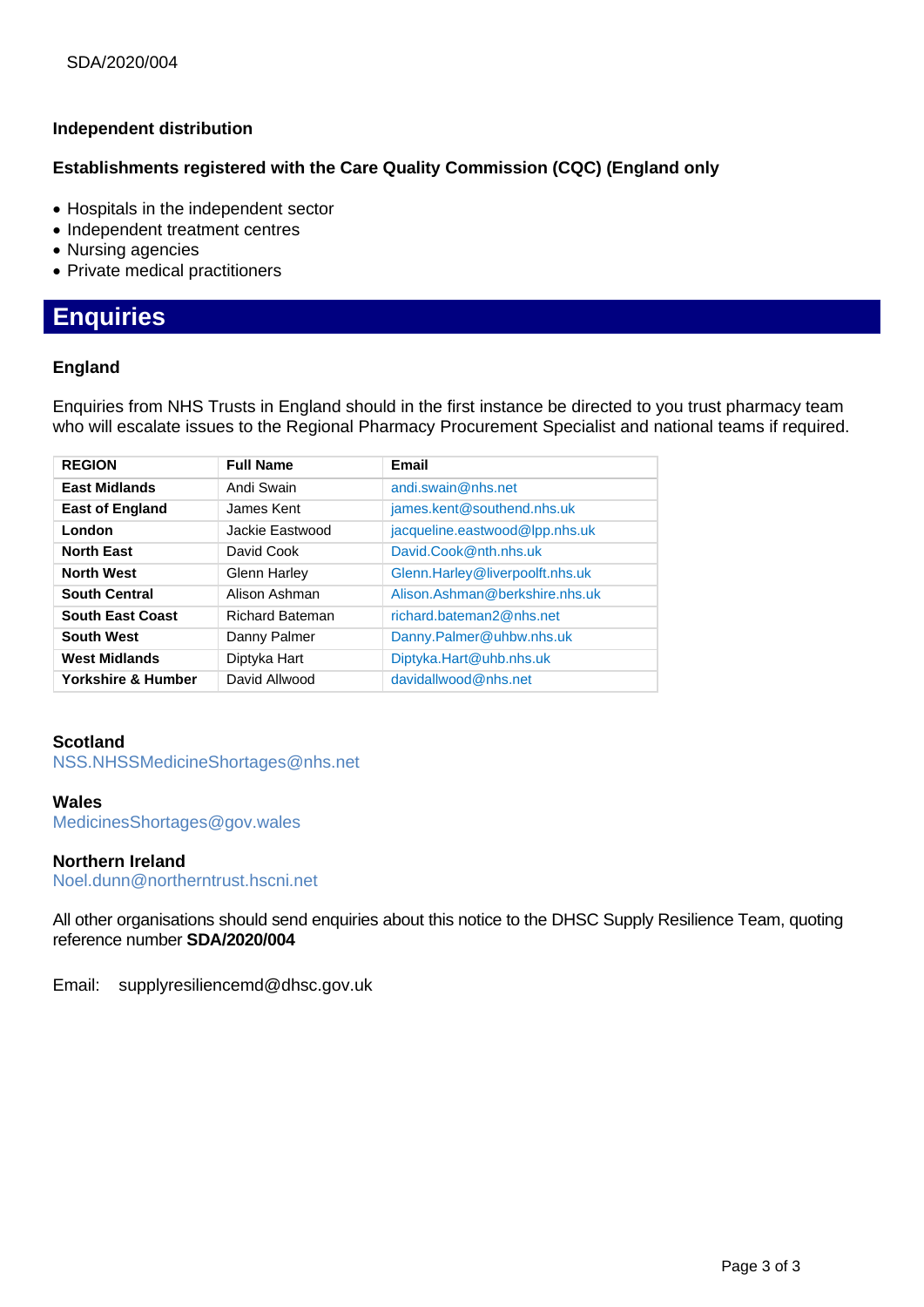### Independent distribution

### Establishments registered with the Care Quality Commission (CQC) (England only

- Hospitals in the independent sector
- Independent treatment centres
- Nursing agencies
- Private medical practitioners

## Enquiries

### England

Enquiries from NHS Trusts in England should in the first instance be directed to you trust pharmacy team who will escalate issues to the Regional Pharmacy Procurement Specialist and national teams if required.

| REGION | Full Name | Email |
|---|---|---|
| **East Midlands** | Andi Swain | andi.swain@nhs.net |
| **East of England** | James Kent | james.kent@southend.nhs.uk |
| **London** | Jackie Eastwood | jacqueline.eastwood@lpp.nhs.uk |
| **North East** | David Cook | David.Cook@nth.nhs.uk |
| **North West** | Glenn Harley | Glenn.Harley@liverpoolft.nhs.uk |
| **South Central** | Alison Ashman | Alison.Ashman@berkshire.nhs.uk |
| **South East Coast** | Richard Bateman | richard.bateman2@nhs.net |
| **South West** | Danny Palmer | Danny.Palmer@uhbw.nhs.uk |
| **West Midlands** | Diptyka Hart | Diptyka.Hart@uhb.nhs.uk |
| **Yorkshire & Humber** | David Allwood | davidallwood@nhs.net |

### Scotland
NSS.NHSSMedicineShortages@nhs.net

### Wales
MedicinesShortages@gov.wales

### Northern Ireland
Noel.dunn@northerntrust.hscni.net

All other organisations should send enquiries about this notice to the DHSC Supply Resilience Team, quoting reference number **SDA/2020/004**

Email: supplyresiliencemd@dhsc.gov.uk